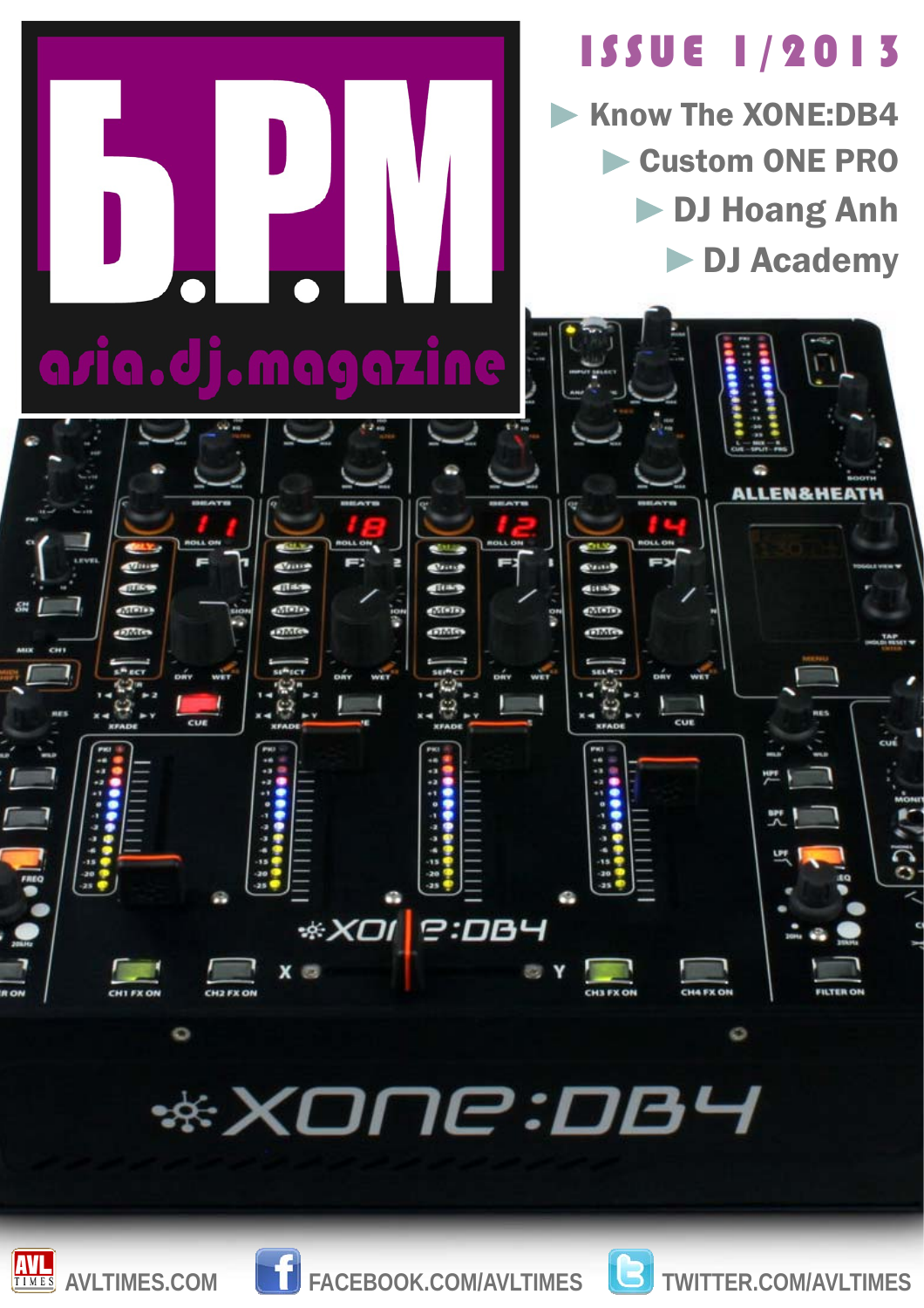# B.P.M

asia.dj.magazine

ISSUE 1/2013

- Know The XONE:DB4
- Custom ONE PRO
- DJ Hoang Anh
- DJ Academy

AVLTIMES.COM FACEBOOK.COM/AVLTIMES TWITTER.COM/AVLTIMES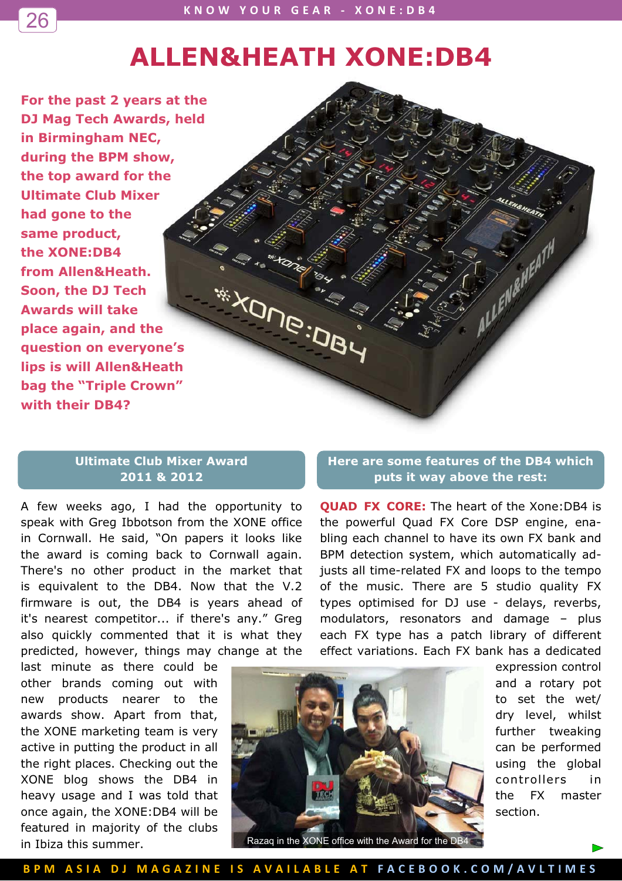# ALLEN&HEATH XONE:DB4

**For the past 2 years at the DJ Mag Tech Awards, held in Birmingham NEC, during the BPM show, the top award for the Ultimate Club Mixer had gone to the same product, the XONE:DB4 from Allen&Heath. Soon, the DJ Tech Awards will take place again, and the question on everyone's lips is will Allen&Heath bag the "Triple Crown" with their DB4?**

## Ultimate Club Mixer Award 2011 & 2012

A few weeks ago, I had the opportunity to speak with Greg Ibbotson from the XONE office in Cornwall. He said, "On papers it looks like the award is coming back to Cornwall again. There's no other product in the market that is equivalent to the DB4. Now that the V.2 firmware is out, the DB4 is years ahead of it's nearest competitor... if there's any." Greg also quickly commented that it is what they predicted, however, things may change at the last minute as there could be other brands coming out with new products nearer to the awards show. Apart from that, the XONE marketing team is very active in putting the product in all the right places. Checking out the XONE blog shows the DB4 in heavy usage and I was told that once again, the XONE:DB4 will be featured in majority of the clubs in Ibiza this summer.

Razaq in the XONE office with the Award for the DB4

## Here are some features of the DB4 which puts it way above the rest:

**QUAD FX CORE:** The heart of the Xone:DB4 is the powerful Quad FX Core DSP engine, enabling each channel to have its own FX bank and BPM detection system, which automatically adjusts all time-related FX and loops to the tempo of the music. There are 5 studio quality FX types optimised for DJ use - delays, reverbs, modulators, resonators and damage – plus each FX type has a patch library of different effect variations. Each FX bank has a dedicated expression control and a rotary pot to set the wet/dry level, whilst further tweaking can be performed using the global controllers in the FX master section.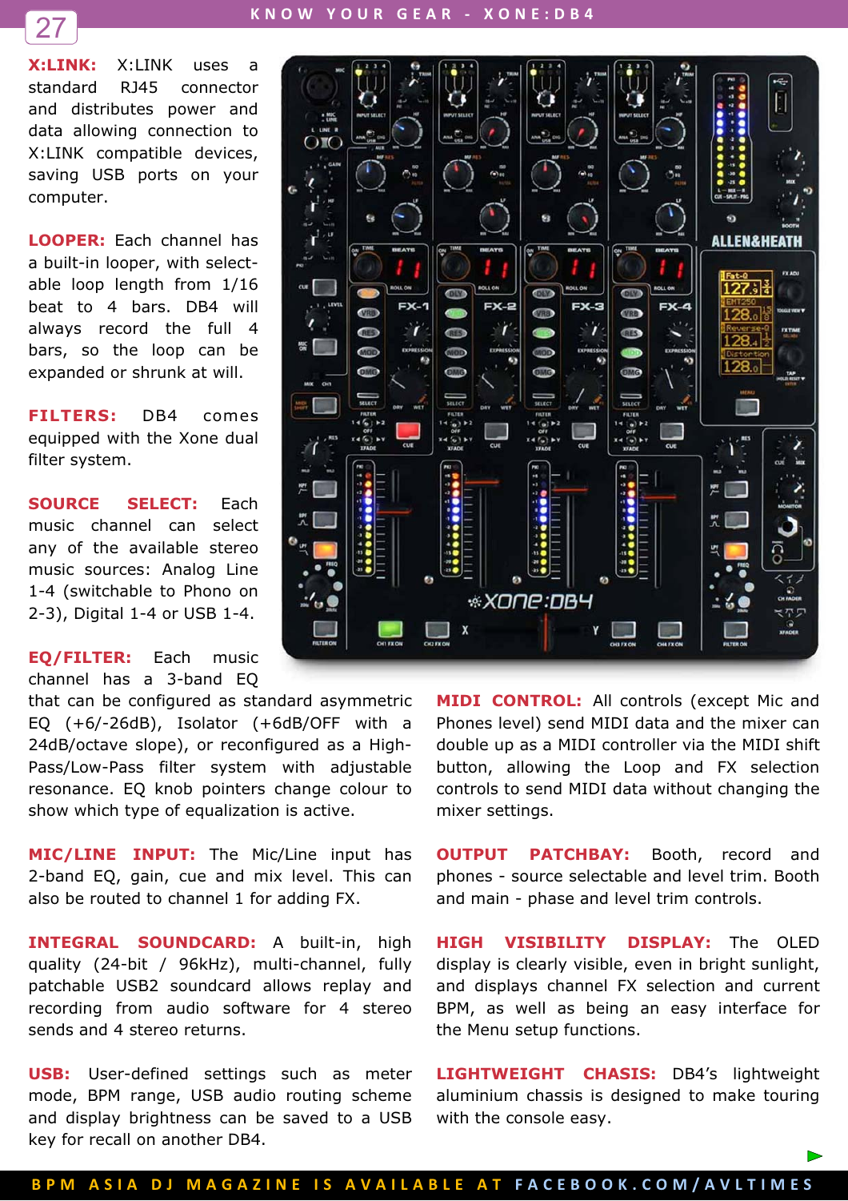**X:LINK:** X:LINK uses a standard RJ45 connector and distributes power and data allowing connection to X:LINK compatible devices, saving USB ports on your computer.

**LOOPER:** Each channel has a built-in looper, with selectable loop length from 1/16 beat to 4 bars. DB4 will always record the full 4 bars, so the loop can be expanded or shrunk at will.

**FILTERS:** DB4 comes equipped with the Xone dual filter system.

**SOURCE SELECT:** Each music channel can select any of the available stereo music sources: Analog Line 1-4 (switchable to Phono on 2-3), Digital 1-4 or USB 1-4.

**EQ/FILTER:** Each music channel has a 3-band EQ that can be configured as standard asymmetric EQ (+6/-26dB), Isolator (+6dB/OFF with a 24dB/octave slope), or reconfigured as a High-Pass/Low-Pass filter system with adjustable resonance. EQ knob pointers change colour to show which type of equalization is active.

**MIC/LINE INPUT:** The Mic/Line input has 2-band EQ, gain, cue and mix level. This can also be routed to channel 1 for adding FX.

**INTEGRAL SOUNDCARD:** A built-in, high quality (24-bit / 96kHz), multi-channel, fully patchable USB2 soundcard allows replay and recording from audio software for 4 stereo sends and 4 stereo returns.

**USB:** User-defined settings such as meter mode, BPM range, USB audio routing scheme and display brightness can be saved to a USB key for recall on another DB4.

**MIDI CONTROL:** All controls (except Mic and Phones level) send MIDI data and the mixer can double up as a MIDI controller via the MIDI shift button, allowing the Loop and FX selection controls to send MIDI data without changing the mixer settings.

**OUTPUT PATCHBAY:** Booth, record and phones - source selectable and level trim. Booth and main - phase and level trim controls.

**HIGH VISIBILITY DISPLAY:** The OLED display is clearly visible, even in bright sunlight, and displays channel FX selection and current BPM, as well as being an easy interface for the Menu setup functions.

**LIGHTWEIGHT CHASIS:** DB4's lightweight aluminium chassis is designed to make touring with the console easy.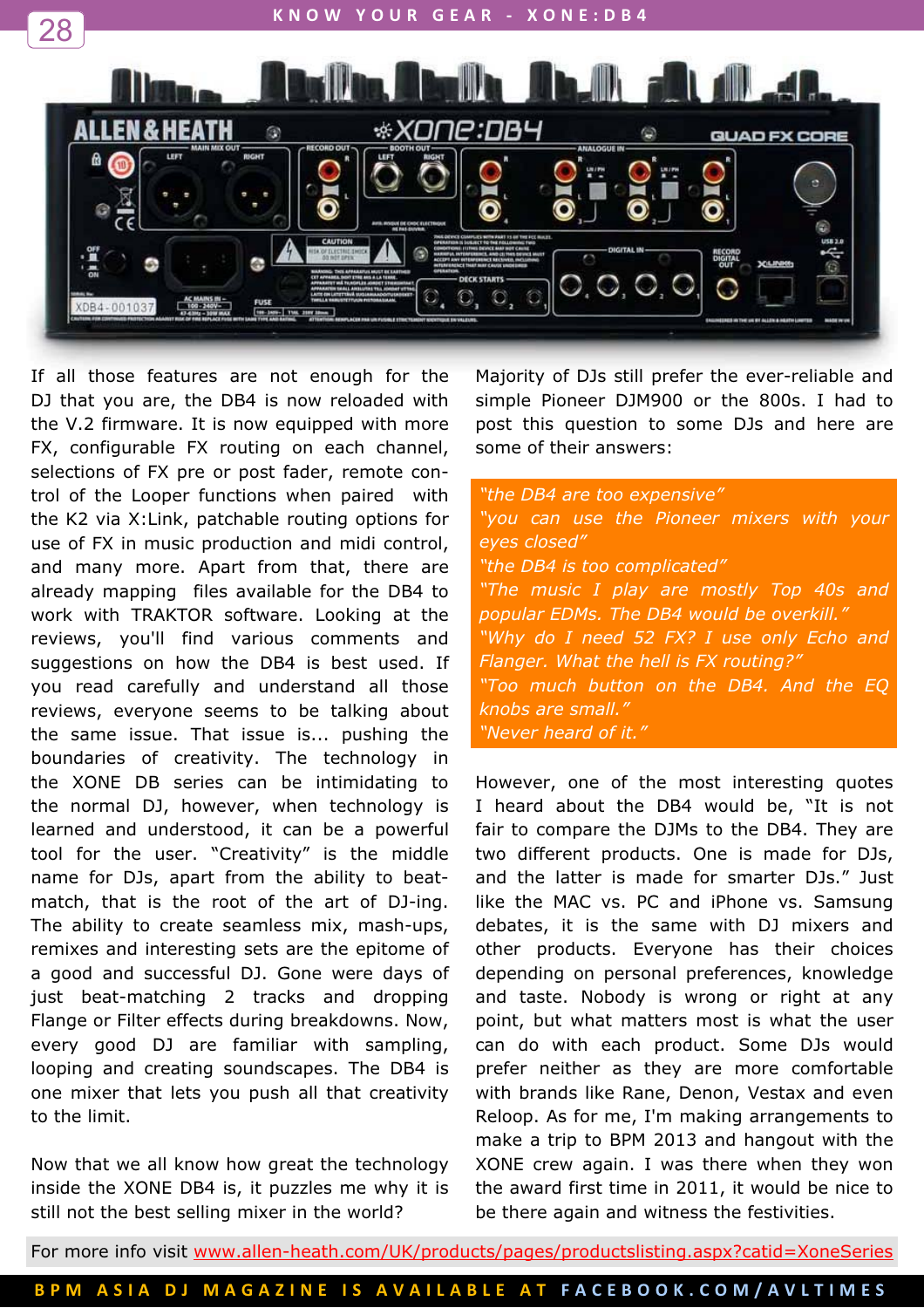If all those features are not enough for the DJ that you are, the DB4 is now reloaded with the V.2 firmware. It is now equipped with more FX, configurable FX routing on each channel, selections of FX pre or post fader, remote control of the Looper functions when paired with the K2 via X:Link, patchable routing options for use of FX in music production and midi control, and many more. Apart from that, there are already mapping files available for the DB4 to work with TRAKTOR software. Looking at the reviews, you'll find various comments and suggestions on how the DB4 is best used. If you read carefully and understand all those reviews, everyone seems to be talking about the same issue. That issue is... pushing the boundaries of creativity. The technology in the XONE DB series can be intimidating to the normal DJ, however, when technology is learned and understood, it can be a powerful tool for the user. "Creativity" is the middle name for DJs, apart from the ability to beat-match, that is the root of the art of DJ-ing. The ability to create seamless mix, mash-ups, remixes and interesting sets are the epitome of a good and successful DJ. Gone were days of just beat-matching 2 tracks and dropping Flange or Filter effects during breakdowns. Now, every good DJ are familiar with sampling, looping and creating soundscapes. The DB4 is one mixer that lets you push all that creativity to the limit.

Now that we all know how great the technology inside the XONE DB4 is, it puzzles me why it is still not the best selling mixer in the world? Majority of DJs still prefer the ever-reliable and simple Pioneer DJM900 or the 800s. I had to post this question to some DJs and here are some of their answers:

*"the DB4 are too expensive"*
*"you can use the Pioneer mixers with your eyes closed"*
*"the DB4 is too complicated"*
*"The music I play are mostly Top 40s and popular EDMs. The DB4 would be overkill."*
*"Why do I need 52 FX? I use only Echo and Flanger. What the hell is FX routing?"*
*"Too much button on the DB4. And the EQ knobs are small."*
*"Never heard of it."*

However, one of the most interesting quotes I heard about the DB4 would be, "It is not fair to compare the DJMs to the DB4. They are two different products. One is made for DJs, and the latter is made for smarter DJs." Just like the MAC vs. PC and iPhone vs. Samsung debates, it is the same with DJ mixers and other products. Everyone has their choices depending on personal preferences, knowledge and taste. Nobody is wrong or right at any point, but what matters most is what the user can do with each product. Some DJs would prefer neither as they are more comfortable with brands like Rane, Denon, Vestax and even Reloop. As for me, I'm making arrangements to make a trip to BPM 2013 and hangout with the XONE crew again. I was there when they won the award first time in 2011, it would be nice to be there again and witness the festivities.

For more info visit www.allen-heath.com/UK/products/pages/productslisting.aspx?catid=XoneSeries